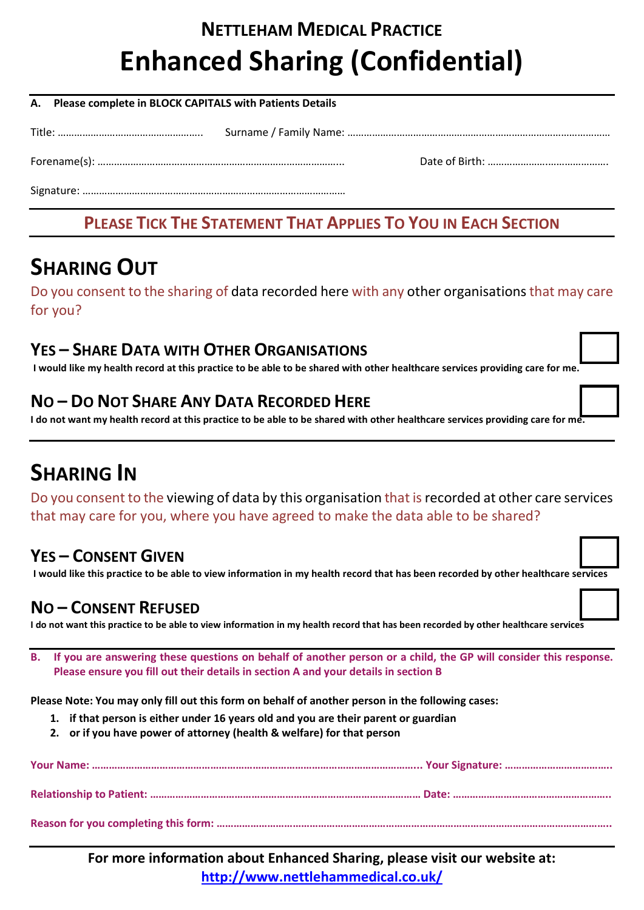## NETTLEHAM MEDICAL PRACTICE

# Enhanced Sharing (Confidential)

**A. Please complete in BLOCK CAPITALS with Patients Details**

Title: …………………………………………….. Surname / Family Name: ……………………………………………………………………………………

Forename(s): ……………………………………………………………………………….. Date of Birth: ……………………………………..

Signature: …………………………………………………………………………………

**PLEASE TICK THE STATEMENT THAT APPLIES TO YOU IN EACH SECTION**

## SHARING OUT

Do you consent to the sharing of data recorded here with any other organisations that may care for you?

### YES – SHARE DATA WITH OTHER ORGANISATIONS ☐

**I would like my health record at this practice to be able to be shared with other healthcare services providing care for me.**

### NO – DO NOT SHARE ANY DATA RECORDED HERE ☐

**I do not want my health record at this practice to be able to be shared with other healthcare services providing care for me.**

## SHARING IN

Do you consent to the viewing of data by this organisation that is recorded at other care services that may care for you, where you have agreed to make the data able to be shared?

### YES – CONSENT GIVEN ☐

**I would like this practice to be able to view information in my health record that has been recorded by other healthcare services**

### NO – CONSENT REFUSED ☐

**I do not want this practice to be able to view information in my health record that has been recorded by other healthcare services**

**B. If you are answering these questions on behalf of another person or a child, the GP will consider this response. Please ensure you fill out their details in section A and your details in section B**

**Please Note: You may only fill out this form on behalf of another person in the following cases:**

1. **if that person is either under 16 years old and you are their parent or guardian**
2. **or if you have power of attorney (health & welfare) for that person**

**Your Name: ……………………………………………………………………………………………….. Your Signature: ………………………………..**

**Relationship to Patient: …………………………………………………………………………………… Date: ………………………………………………..**

**Reason for you completing this form: ……………………………………………………………………………………………………………………..**

**For more information about Enhanced Sharing, please visit our website at:**
**http://www.nettlehammedical.co.uk/**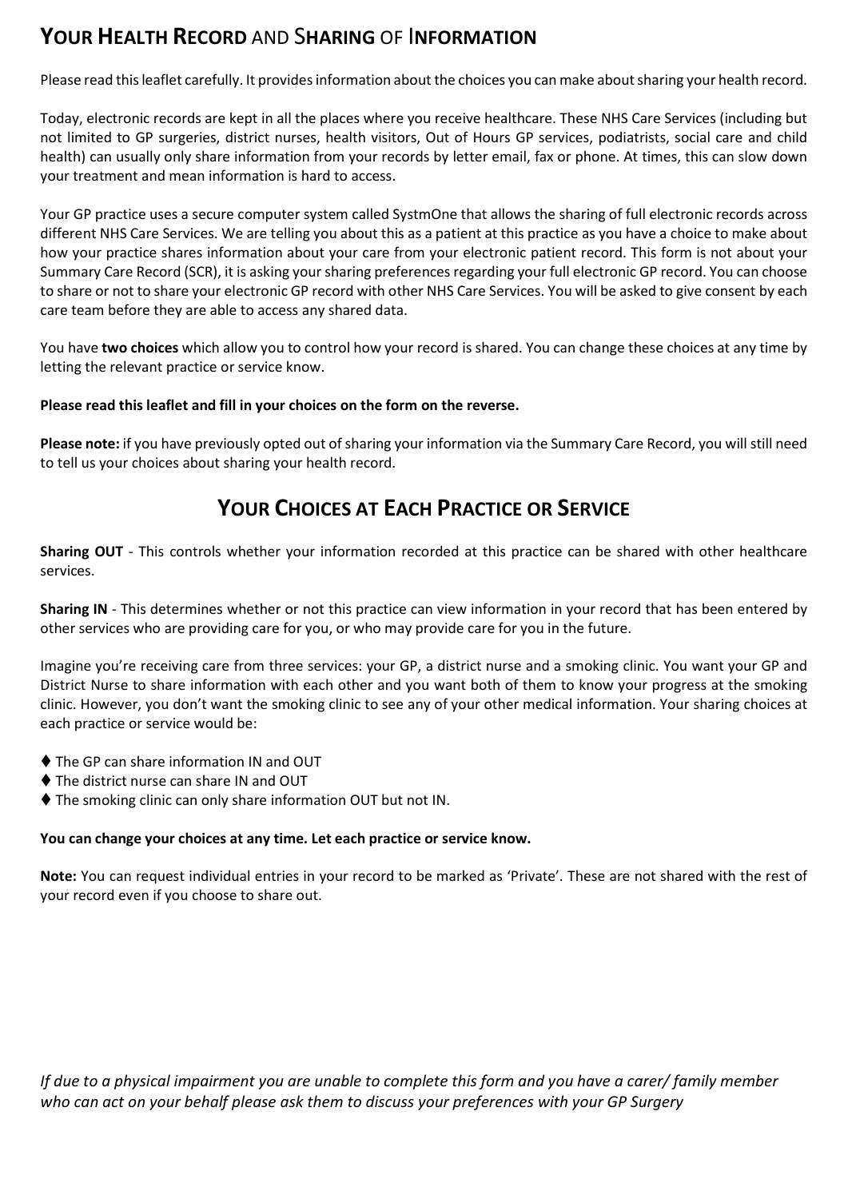# **YOUR HEALTH RECORD** AND SHARING OF INFORMATION

Please read this leaflet carefully. It provides information about the choices you can make about sharing your health record.

Today, electronic records are kept in all the places where you receive healthcare. These NHS Care Services (including but not limited to GP surgeries, district nurses, health visitors, Out of Hours GP services, podiatrists, social care and child health) can usually only share information from your records by letter email, fax or phone. At times, this can slow down your treatment and mean information is hard to access.

Your GP practice uses a secure computer system called SystmOne that allows the sharing of full electronic records across different NHS Care Services. We are telling you about this as a patient at this practice as you have a choice to make about how your practice shares information about your care from your electronic patient record. This form is not about your Summary Care Record (SCR), it is asking your sharing preferences regarding your full electronic GP record. You can choose to share or not to share your electronic GP record with other NHS Care Services. You will be asked to give consent by each care team before they are able to access any shared data.

You have **two choices** which allow you to control how your record is shared. You can change these choices at any time by letting the relevant practice or service know.

**Please read this leaflet and fill in your choices on the form on the reverse.**

**Please note:** if you have previously opted out of sharing your information via the Summary Care Record, you will still need to tell us your choices about sharing your health record.

## **YOUR CHOICES AT EACH PRACTICE OR SERVICE**

**Sharing OUT** - This controls whether your information recorded at this practice can be shared with other healthcare services.

**Sharing IN** - This determines whether or not this practice can view information in your record that has been entered by other services who are providing care for you, or who may provide care for you in the future.

Imagine you're receiving care from three services: your GP, a district nurse and a smoking clinic. You want your GP and District Nurse to share information with each other and you want both of them to know your progress at the smoking clinic. However, you don't want the smoking clinic to see any of your other medical information. Your sharing choices at each practice or service would be:

- ♦ The GP can share information IN and OUT
- ♦ The district nurse can share IN and OUT
- ♦ The smoking clinic can only share information OUT but not IN.

**You can change your choices at any time. Let each practice or service know.**

**Note:** You can request individual entries in your record to be marked as 'Private'. These are not shared with the rest of your record even if you choose to share out.

*If due to a physical impairment you are unable to complete this form and you have a carer/ family member who can act on your behalf please ask them to discuss your preferences with your GP Surgery*